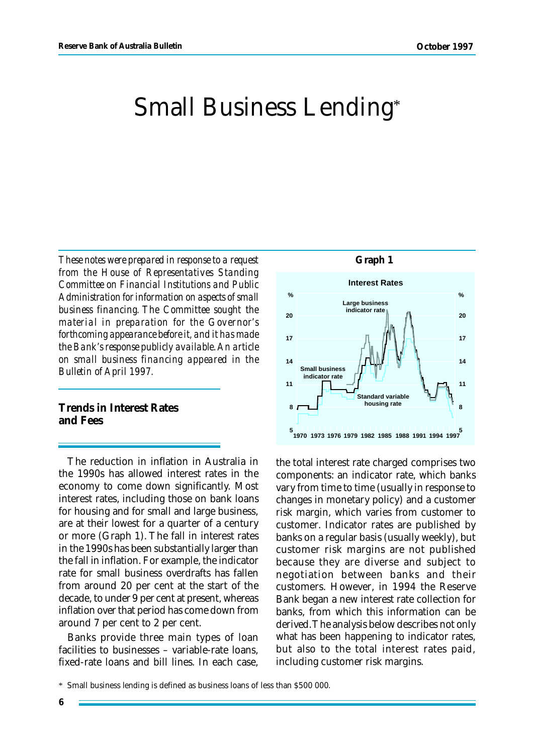# Small Business Lending*

*These notes were prepared in response to a request from the House of Representatives Standing Committee on Financial Institutions and Public Administration for information on aspects of small business financing. The Committee sought the material in preparation for the Governor's forthcoming appearance before it, and it has made the Bank's response publicly available. An article on small business financing appeared in the Bulletin of April 1997.*

## Trends in Interest Rates and Fees

The reduction in inflation in Australia in the 1990s has allowed interest rates in the economy to come down significantly. Most interest rates, including those on bank loans for housing and for small and large business, are at their lowest for a quarter of a century or more (Graph 1). The fall in interest rates in the 1990s has been substantially larger than the fall in inflation. For example, the indicator rate for small business overdrafts has fallen from around 20 per cent at the start of the decade, to under 9 per cent at present, whereas inflation over that period has come down from around 7 per cent to 2 per cent.

Banks provide three main types of loan facilities to businesses – variable-rate loans, fixed-rate loans and bill lines. In each case, the total interest rate charged comprises two components: an indicator rate, which banks vary from time to time (usually in response to changes in monetary policy) and a customer risk margin, which varies from customer to customer. Indicator rates are published by banks on a regular basis (usually weekly), but customer risk margins are not published because they are diverse and subject to negotiation between banks and their customers. However, in 1994 the Reserve Bank began a new interest rate collection for banks, from which this information can be derived. The analysis below describes not only what has been happening to indicator rates, but also to the total interest rates paid, including customer risk margins.

**Graph 1**

**Interest Rates**

\* Small business lending is defined as business loans of less than $500 000.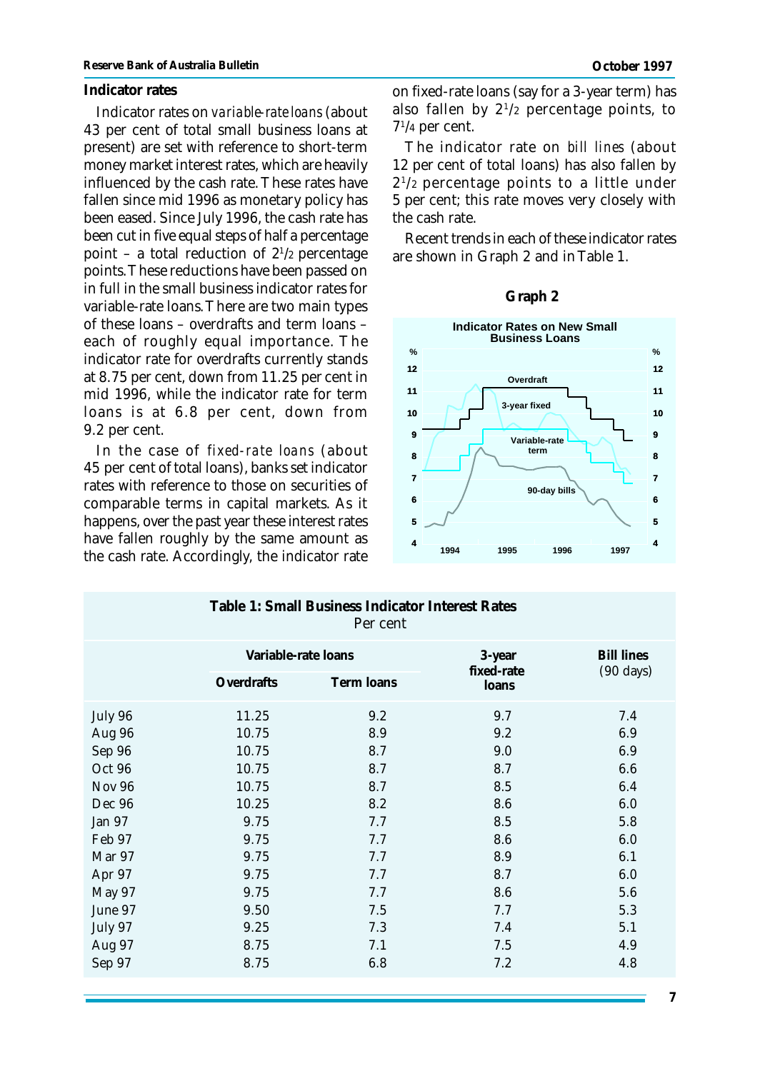## Indicator rates

Indicator rates on *variable-rate loans* (about 43 per cent of total small business loans at present) are set with reference to short-term money market interest rates, which are heavily influenced by the cash rate. These rates have fallen since mid 1996 as monetary policy has been eased. Since July 1996, the cash rate has been cut in five equal steps of half a percentage point – a total reduction of 2$^{1}/_{2}$ percentage points. These reductions have been passed on in full in the small business indicator rates for variable-rate loans. There are two main types of these loans – overdrafts and term loans – each of roughly equal importance. The indicator rate for overdrafts currently stands at 8.75 per cent, down from 11.25 per cent in mid 1996, while the indicator rate for term loans is at 6.8 per cent, down from 9.2 per cent.

In the case of *fixed-rate loans* (about 45 per cent of total loans), banks set indicator rates with reference to those on securities of comparable terms in capital markets. As it happens, over the past year these interest rates have fallen roughly by the same amount as the cash rate. Accordingly, the indicator rate on fixed-rate loans (say for a 3-year term) has also fallen by 2$^{1}/_{2}$ percentage points, to 7$^{1}/_{4}$ per cent.

The indicator rate on *bill lines* (about 12 per cent of total loans) has also fallen by 2$^{1}/_{2}$ percentage points to a little under 5 per cent; this rate moves very closely with the cash rate.

Recent trends in each of these indicator rates are shown in Graph 2 and in Table 1.

**Graph 2**

**Indicator Rates on New Small Business Loans**

**Table 1: Small Business Indicator Interest Rates**
Per cent

| | Variable-rate loans | | 3-year fixed-rate loans | Bill lines (90 days) |
|---|---|---|---|---|
| | Overdrafts | Term loans | | |
| July 96 | 11.25 | 9.2 | 9.7 | 7.4 |
| Aug 96 | 10.75 | 8.9 | 9.2 | 6.9 |
| Sep 96 | 10.75 | 8.7 | 9.0 | 6.9 |
| Oct 96 | 10.75 | 8.7 | 8.7 | 6.6 |
| Nov 96 | 10.75 | 8.7 | 8.5 | 6.4 |
| Dec 96 | 10.25 | 8.2 | 8.6 | 6.0 |
| Jan 97 | 9.75 | 7.7 | 8.5 | 5.8 |
| Feb 97 | 9.75 | 7.7 | 8.6 | 6.0 |
| Mar 97 | 9.75 | 7.7 | 8.9 | 6.1 |
| Apr 97 | 9.75 | 7.7 | 8.7 | 6.0 |
| May 97 | 9.75 | 7.7 | 8.6 | 5.6 |
| June 97 | 9.50 | 7.5 | 7.7 | 5.3 |
| July 97 | 9.25 | 7.3 | 7.4 | 5.1 |
| Aug 97 | 8.75 | 7.1 | 7.5 | 4.9 |
| Sep 97 | 8.75 | 6.8 | 7.2 | 4.8 |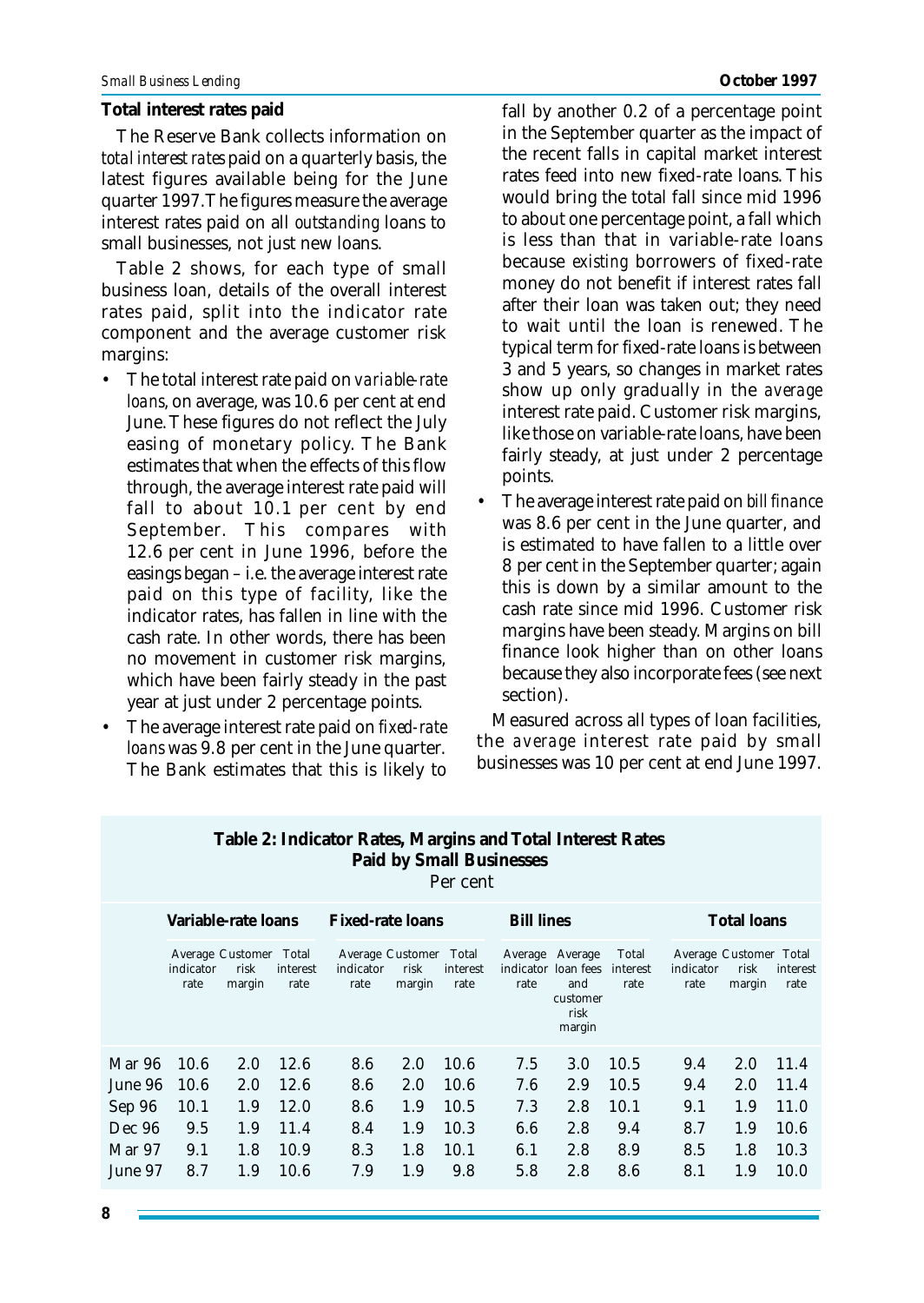### Total interest rates paid

The Reserve Bank collects information on *total interest rates* paid on a quarterly basis, the latest figures available being for the June quarter 1997. The figures measure the average interest rates paid on all *outstanding* loans to small businesses, not just new loans.

Table 2 shows, for each type of small business loan, details of the overall interest rates paid, split into the indicator rate component and the average customer risk margins:

- The total interest rate paid on *variable-rate loans*, on average, was 10.6 per cent at end June. These figures do not reflect the July easing of monetary policy. The Bank estimates that when the effects of this flow through, the average interest rate paid will fall to about 10.1 per cent by end September. This compares with 12.6 per cent in June 1996, before the easings began – i.e. the average interest rate paid on this type of facility, like the indicator rates, has fallen in line with the cash rate. In other words, there has been no movement in customer risk margins, which have been fairly steady in the past year at just under 2 percentage points.
- The average interest rate paid on *fixed-rate loans* was 9.8 per cent in the June quarter. The Bank estimates that this is likely to fall by another 0.2 of a percentage point in the September quarter as the impact of the recent falls in capital market interest rates feed into new fixed-rate loans. This would bring the total fall since mid 1996 to about one percentage point, a fall which is less than that in variable-rate loans because *existing* borrowers of fixed-rate money do not benefit if interest rates fall after their loan was taken out; they need to wait until the loan is renewed. The typical term for fixed-rate loans is between 3 and 5 years, so changes in market rates show up only gradually in the *average* interest rate paid. Customer risk margins, like those on variable-rate loans, have been fairly steady, at just under 2 percentage points.
- The average interest rate paid on *bill finance* was 8.6 per cent in the June quarter, and is estimated to have fallen to a little over 8 per cent in the September quarter; again this is down by a similar amount to the cash rate since mid 1996. Customer risk margins have been steady. Margins on bill finance look higher than on other loans because they also incorporate fees (see next section).

Measured across all types of loan facilities, the *average* interest rate paid by small businesses was 10 per cent at end June 1997.

**Table 2: Indicator Rates, Margins and Total Interest Rates Paid by Small Businesses**

Per cent

| | Variable-rate loans | | | Fixed-rate loans | | | Bill lines | | | Total loans | | |
|---|---|---|---|---|---|---|---|---|---|---|---|---|
| | Average indicator rate | Customer risk margin | Total interest rate | Average indicator rate | Customer risk margin | Total interest rate | Average indicator rate | Average loan fees and customer risk margin | Total interest rate | Average indicator rate | Customer risk margin | Total interest rate |
| Mar 96 | 10.6 | 2.0 | 12.6 | 8.6 | 2.0 | 10.6 | 7.5 | 3.0 | 10.5 | 9.4 | 2.0 | 11.4 |
| June 96 | 10.6 | 2.0 | 12.6 | 8.6 | 2.0 | 10.6 | 7.6 | 2.9 | 10.5 | 9.4 | 2.0 | 11.4 |
| Sep 96 | 10.1 | 1.9 | 12.0 | 8.6 | 1.9 | 10.5 | 7.3 | 2.8 | 10.1 | 9.1 | 1.9 | 11.0 |
| Dec 96 | 9.5 | 1.9 | 11.4 | 8.4 | 1.9 | 10.3 | 6.6 | 2.8 | 9.4 | 8.7 | 1.9 | 10.6 |
| Mar 97 | 9.1 | 1.8 | 10.9 | 8.3 | 1.8 | 10.1 | 6.1 | 2.8 | 8.9 | 8.5 | 1.8 | 10.3 |
| June 97 | 8.7 | 1.9 | 10.6 | 7.9 | 1.9 | 9.8 | 5.8 | 2.8 | 8.6 | 8.1 | 1.9 | 10.0 |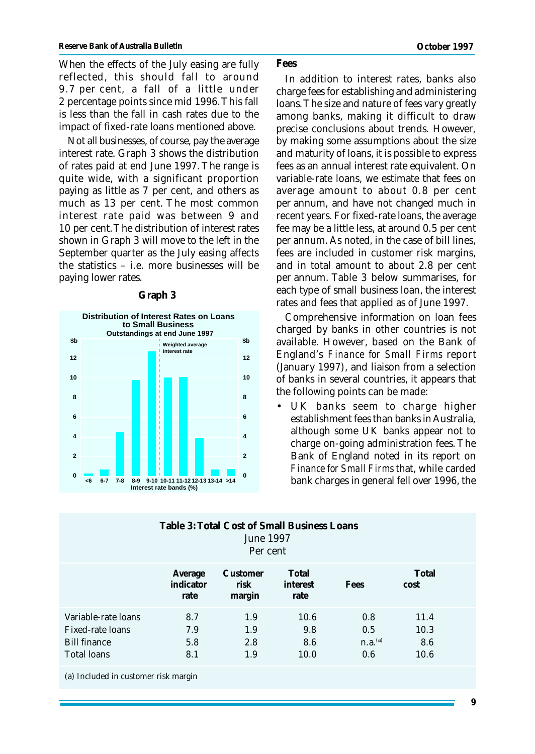When the effects of the July easing are fully reflected, this should fall to around 9.7 per cent, a fall of a little under 2 percentage points since mid 1996. This fall is less than the fall in cash rates due to the impact of fixed-rate loans mentioned above.

Not all businesses, of course, pay the average interest rate. Graph 3 shows the distribution of rates paid at end June 1997. The range is quite wide, with a significant proportion paying as little as 7 per cent, and others as much as 13 per cent. The most common interest rate paid was between 9 and 10 per cent. The distribution of interest rates shown in Graph 3 will move to the left in the September quarter as the July easing affects the statistics – i.e. more businesses will be paying lower rates.

**Graph 3**

**Distribution of Interest Rates on Loans to Small Business**
**Outstandings at end June 1997**

## Fees

In addition to interest rates, banks also charge fees for establishing and administering loans. The size and nature of fees vary greatly among banks, making it difficult to draw precise conclusions about trends. However, by making some assumptions about the size and maturity of loans, it is possible to express fees as an annual interest rate equivalent. On variable-rate loans, we estimate that fees on average amount to about 0.8 per cent per annum, and have not changed much in recent years. For fixed-rate loans, the average fee may be a little less, at around 0.5 per cent per annum. As noted, in the case of bill lines, fees are included in customer risk margins, and in total amount to about 2.8 per cent per annum. Table 3 below summarises, for each type of small business loan, the interest rates and fees that applied as of June 1997.

Comprehensive information on loan fees charged by banks in other countries is not available. However, based on the Bank of England's *Finance for Small Firms* report (January 1997), and liaison from a selection of banks in several countries, it appears that the following points can be made:

- UK banks seem to charge higher establishment fees than banks in Australia, although some UK banks appear not to charge on-going administration fees. The Bank of England noted in its report on *Finance for Small Firms* that, while carded bank charges in general fell over 1996, the

**Table 3: Total Cost of Small Business Loans**
June 1997
Per cent

| | Average indicator rate | Customer risk margin | Total interest rate | Fees | Total cost |
|---|---|---|---|---|---|
| Variable-rate loans | 8.7 | 1.9 | 10.6 | 0.8 | 11.4 |
| Fixed-rate loans | 7.9 | 1.9 | 9.8 | 0.5 | 10.3 |
| Bill finance | 5.8 | 2.8 | 8.6 | n.a.[(a)] | 8.6 |
| Total loans | 8.1 | 1.9 | 10.0 | 0.6 | 10.6 |

(a) Included in customer risk margin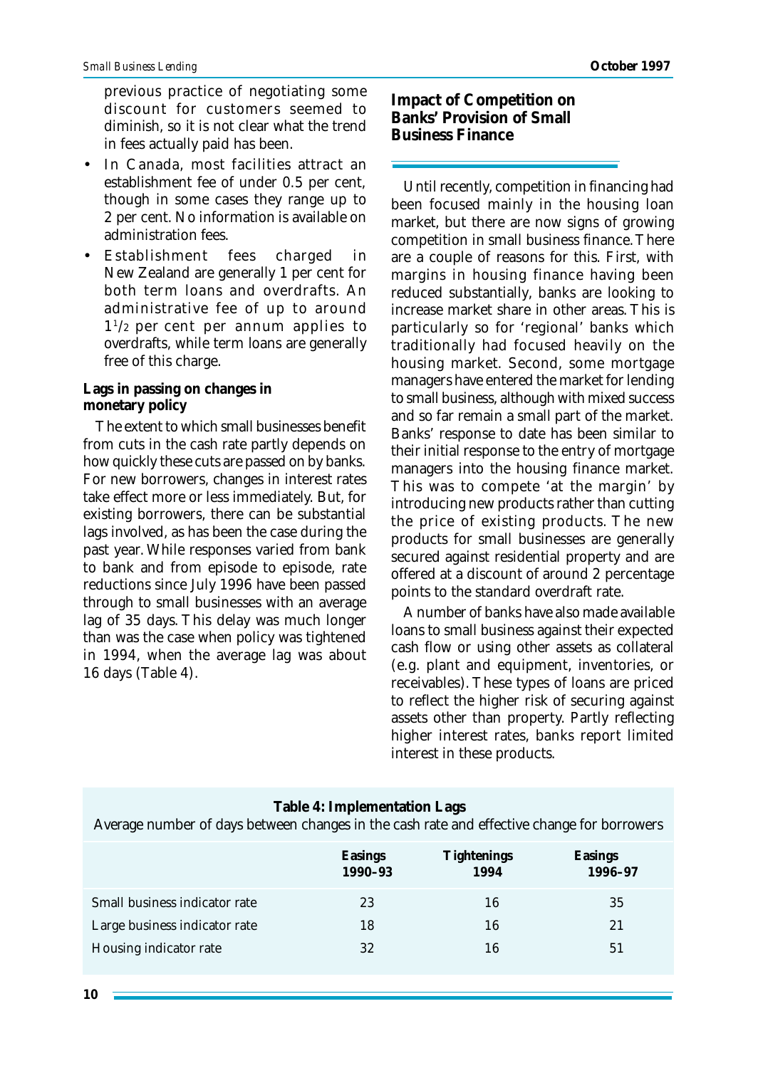previous practice of negotiating some discount for customers seemed to diminish, so it is not clear what the trend in fees actually paid has been.

- In Canada, most facilities attract an establishment fee of under 0.5 per cent, though in some cases they range up to 2 per cent. No information is available on administration fees.
- Establishment fees charged in New Zealand are generally 1 per cent for both term loans and overdrafts. An administrative fee of up to around 1½ per cent per annum applies to overdrafts, while term loans are generally free of this charge.

**Lags in passing on changes in monetary policy**

The extent to which small businesses benefit from cuts in the cash rate partly depends on how quickly these cuts are passed on by banks. For new borrowers, changes in interest rates take effect more or less immediately. But, for existing borrowers, there can be substantial lags involved, as has been the case during the past year. While responses varied from bank to bank and from episode to episode, rate reductions since July 1996 have been passed through to small businesses with an average lag of 35 days. This delay was much longer than was the case when policy was tightened in 1994, when the average lag was about 16 days (Table 4).

## Impact of Competition on Banks' Provision of Small Business Finance

Until recently, competition in financing had been focused mainly in the housing loan market, but there are now signs of growing competition in small business finance. There are a couple of reasons for this. First, with margins in housing finance having been reduced substantially, banks are looking to increase market share in other areas. This is particularly so for 'regional' banks which traditionally had focused heavily on the housing market. Second, some mortgage managers have entered the market for lending to small business, although with mixed success and so far remain a small part of the market. Banks' response to date has been similar to their initial response to the entry of mortgage managers into the housing finance market. This was to compete 'at the margin' by introducing new products rather than cutting the price of existing products. The new products for small businesses are generally secured against residential property and are offered at a discount of around 2 percentage points to the standard overdraft rate.

A number of banks have also made available loans to small business against their expected cash flow or using other assets as collateral (e.g. plant and equipment, inventories, or receivables). These types of loans are priced to reflect the higher risk of securing against assets other than property. Partly reflecting higher interest rates, banks report limited interest in these products.

**Table 4: Implementation Lags**

Average number of days between changes in the cash rate and effective change for borrowers

| | Easings 1990–93 | Tightenings 1994 | Easings 1996–97 |
|---|---|---|---|
| Small business indicator rate | 23 | 16 | 35 |
| Large business indicator rate | 18 | 16 | 21 |
| Housing indicator rate | 32 | 16 | 51 |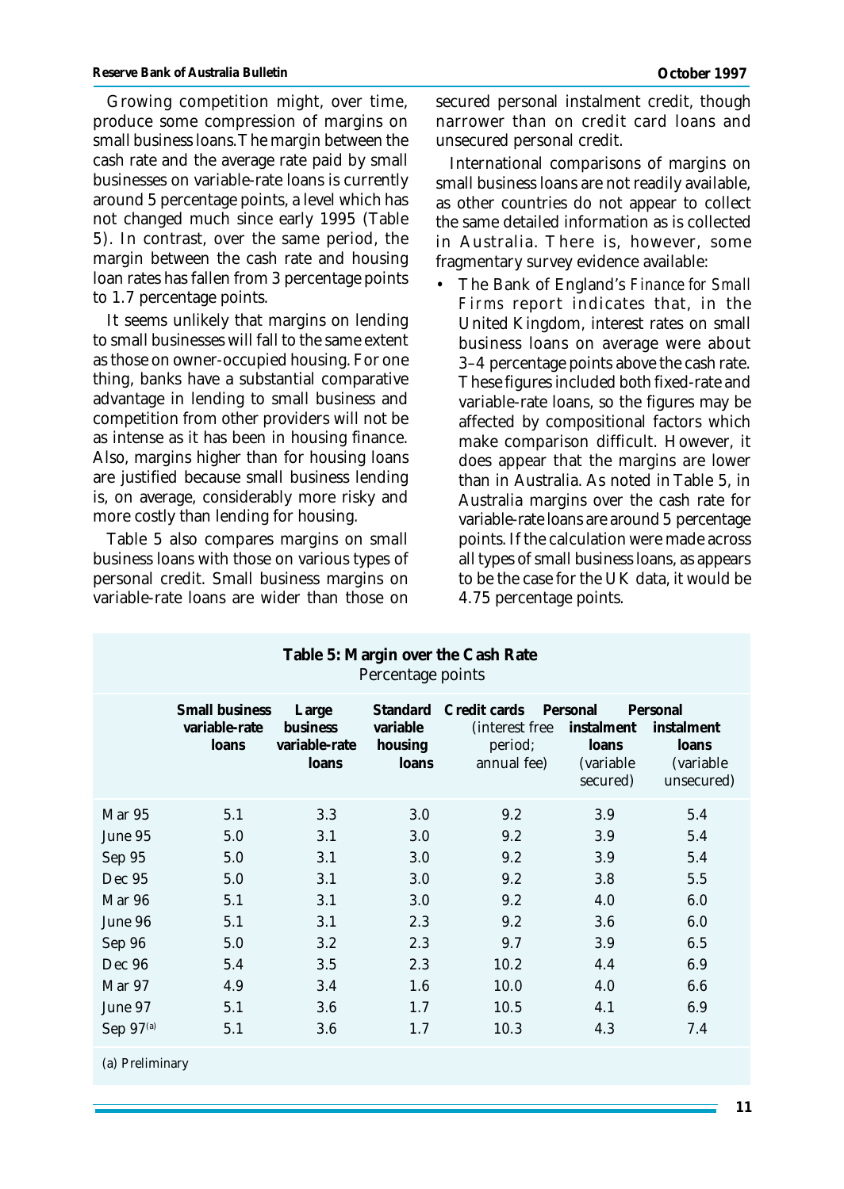Growing competition might, over time, produce some compression of margins on small business loans. The margin between the cash rate and the average rate paid by small businesses on variable-rate loans is currently around 5 percentage points, a level which has not changed much since early 1995 (Table 5). In contrast, over the same period, the margin between the cash rate and housing loan rates has fallen from 3 percentage points to 1.7 percentage points.

It seems unlikely that margins on lending to small businesses will fall to the same extent as those on owner-occupied housing. For one thing, banks have a substantial comparative advantage in lending to small business and competition from other providers will not be as intense as it has been in housing finance. Also, margins higher than for housing loans are justified because small business lending is, on average, considerably more risky and more costly than lending for housing.

Table 5 also compares margins on small business loans with those on various types of personal credit. Small business margins on variable-rate loans are wider than those on secured personal instalment credit, though narrower than on credit card loans and unsecured personal credit.

International comparisons of margins on small business loans are not readily available, as other countries do not appear to collect the same detailed information as is collected in Australia. There is, however, some fragmentary survey evidence available:

- The Bank of England's *Finance for Small Firms* report indicates that, in the United Kingdom, interest rates on small business loans on average were about 3–4 percentage points above the cash rate. These figures included both fixed-rate and variable-rate loans, so the figures may be affected by compositional factors which make comparison difficult. However, it does appear that the margins are lower than in Australia. As noted in Table 5, in Australia margins over the cash rate for variable-rate loans are around 5 percentage points. If the calculation were made across all types of small business loans, as appears to be the case for the UK data, it would be 4.75 percentage points.

**Table 5: Margin over the Cash Rate**
Percentage points

| | Small business variable-rate loans | Large business variable-rate loans | Standard variable housing loans | Credit cards (interest free period; annual fee) | Personal instalment loans (variable secured) | Personal instalment loans (variable unsecured) |
|---|---|---|---|---|---|---|
| Mar 95 | 5.1 | 3.3 | 3.0 | 9.2 | 3.9 | 5.4 |
| June 95 | 5.0 | 3.1 | 3.0 | 9.2 | 3.9 | 5.4 |
| Sep 95 | 5.0 | 3.1 | 3.0 | 9.2 | 3.9 | 5.4 |
| Dec 95 | 5.0 | 3.1 | 3.0 | 9.2 | 3.8 | 5.5 |
| Mar 96 | 5.1 | 3.1 | 3.0 | 9.2 | 4.0 | 6.0 |
| June 96 | 5.1 | 3.1 | 2.3 | 9.2 | 3.6 | 6.0 |
| Sep 96 | 5.0 | 3.2 | 2.3 | 9.7 | 3.9 | 6.5 |
| Dec 96 | 5.4 | 3.5 | 2.3 | 10.2 | 4.4 | 6.9 |
| Mar 97 | 4.9 | 3.4 | 1.6 | 10.0 | 4.0 | 6.6 |
| June 97 | 5.1 | 3.6 | 1.7 | 10.5 | 4.1 | 6.9 |
| Sep 97[(a)] | 5.1 | 3.6 | 1.7 | 10.3 | 4.3 | 7.4 |

(a) Preliminary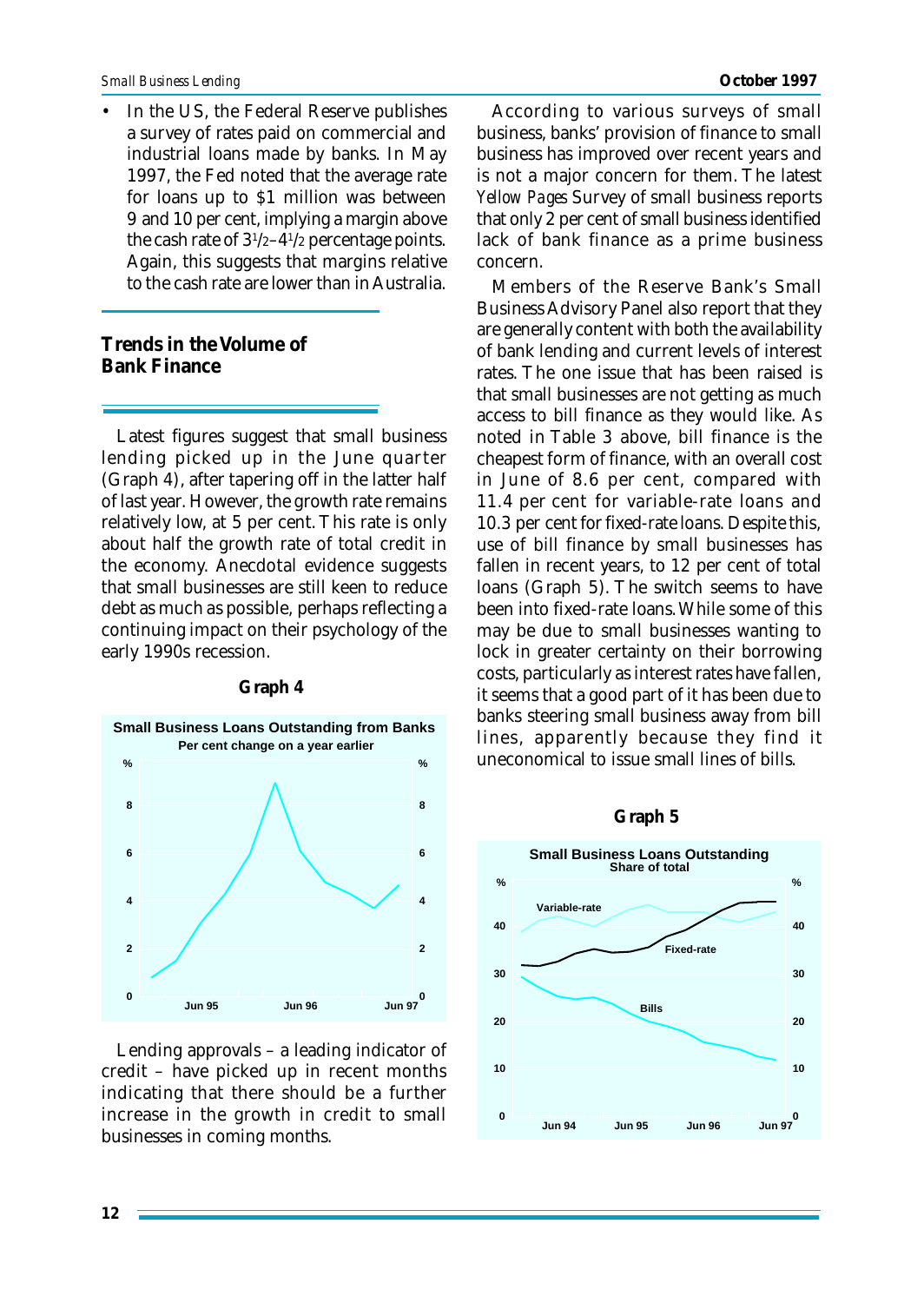- In the US, the Federal Reserve publishes a survey of rates paid on commercial and industrial loans made by banks. In May 1997, the Fed noted that the average rate for loans up to $1 million was between 9 and 10 per cent, implying a margin above the cash rate of 3½–4½ percentage points. Again, this suggests that margins relative to the cash rate are lower than in Australia.

## Trends in the Volume of Bank Finance

Latest figures suggest that small business lending picked up in the June quarter (Graph 4), after tapering off in the latter half of last year. However, the growth rate remains relatively low, at 5 per cent. This rate is only about half the growth rate of total credit in the economy. Anecdotal evidence suggests that small businesses are still keen to reduce debt as much as possible, perhaps reflecting a continuing impact on their psychology of the early 1990s recession.

**Graph 4**

Small Business Loans Outstanding from Banks
Per cent change on a year earlier

Lending approvals – a leading indicator of credit – have picked up in recent months indicating that there should be a further increase in the growth in credit to small businesses in coming months.

According to various surveys of small business, banks' provision of finance to small business has improved over recent years and is not a major concern for them. The latest *Yellow Pages* Survey of small business reports that only 2 per cent of small business identified lack of bank finance as a prime business concern.

Members of the Reserve Bank's Small Business Advisory Panel also report that they are generally content with both the availability of bank lending and current levels of interest rates. The one issue that has been raised is that small businesses are not getting as much access to bill finance as they would like. As noted in Table 3 above, bill finance is the cheapest form of finance, with an overall cost in June of 8.6 per cent, compared with 11.4 per cent for variable-rate loans and 10.3 per cent for fixed-rate loans. Despite this, use of bill finance by small businesses has fallen in recent years, to 12 per cent of total loans (Graph 5). The switch seems to have been into fixed-rate loans. While some of this may be due to small businesses wanting to lock in greater certainty on their borrowing costs, particularly as interest rates have fallen, it seems that a good part of it has been due to banks steering small business away from bill lines, apparently because they find it uneconomical to issue small lines of bills.

**Graph 5**

Small Business Loans Outstanding
Share of total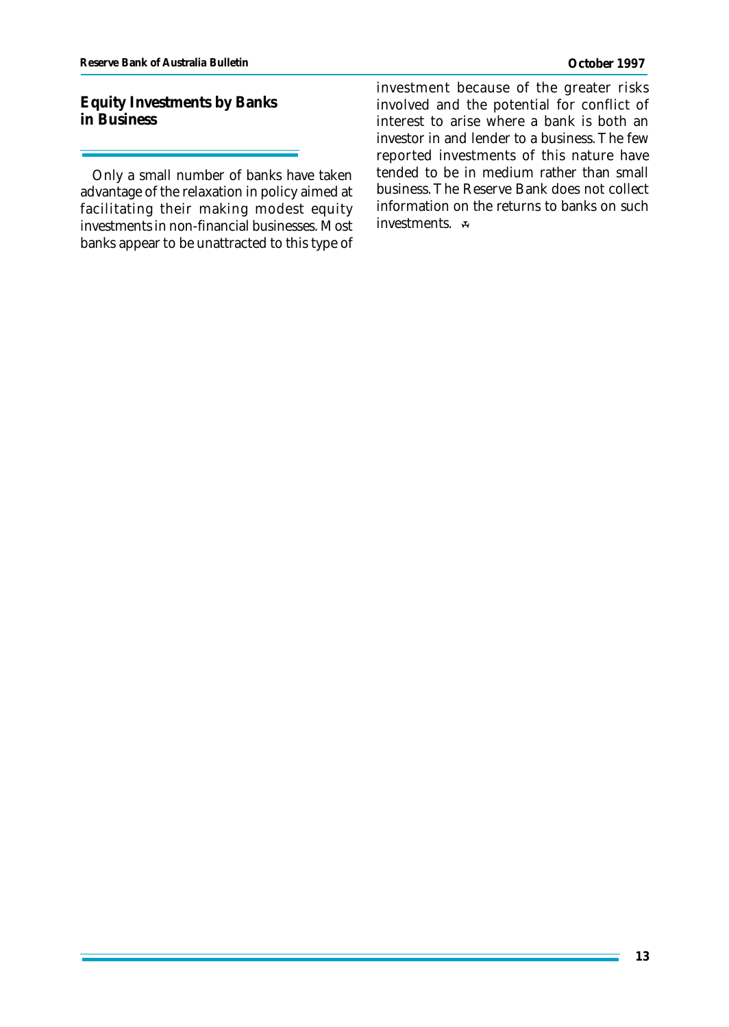## Equity Investments by Banks in Business

Only a small number of banks have taken advantage of the relaxation in policy aimed at facilitating their making modest equity investments in non-financial businesses. Most banks appear to be unattracted to this type of investment because of the greater risks involved and the potential for conflict of interest to arise where a bank is both an investor in and lender to a business. The few reported investments of this nature have tended to be in medium rather than small business. The Reserve Bank does not collect information on the returns to banks on such investments.